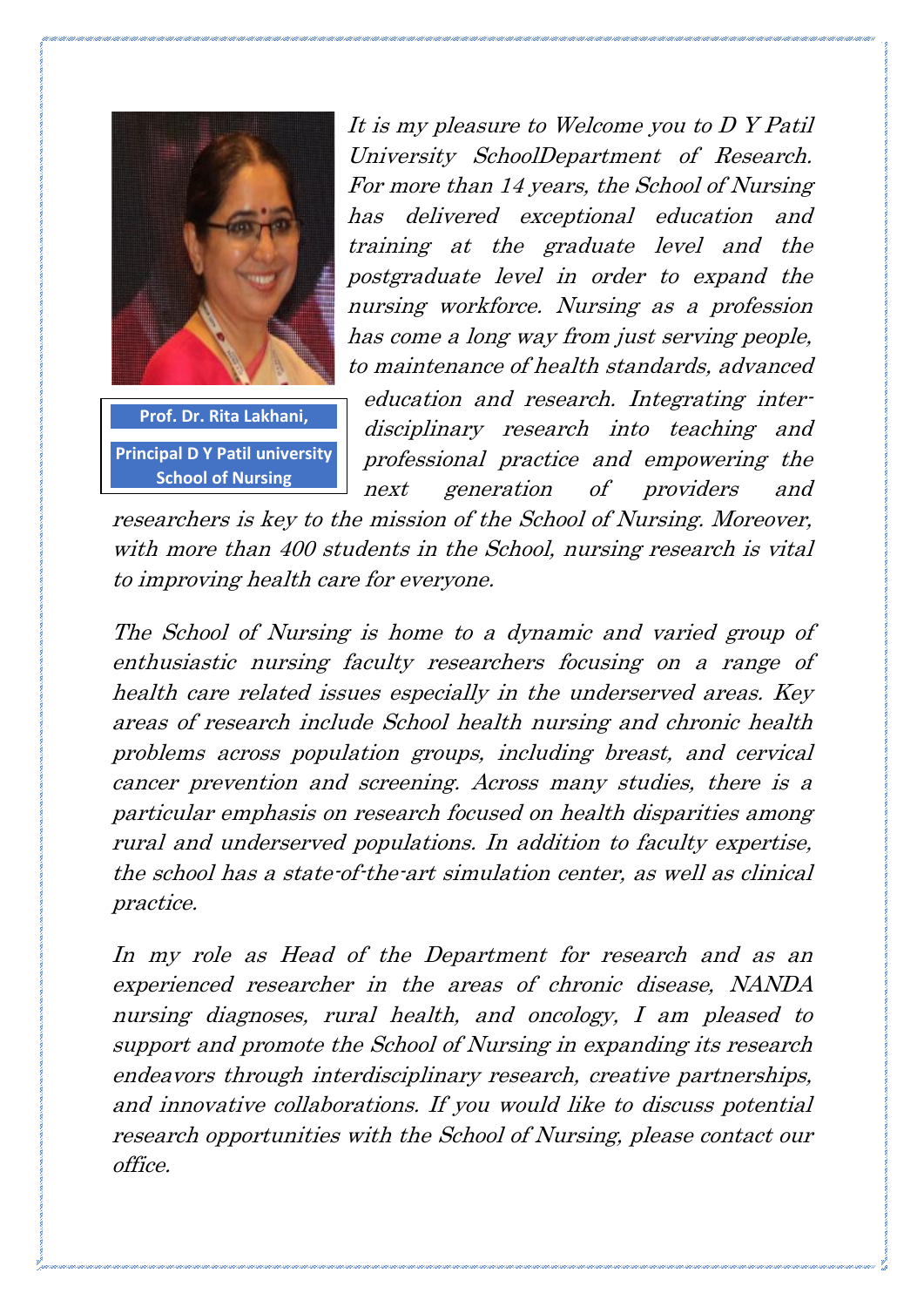**Prof. Dr. Rita Lakhani,**

**Principal D Y Patil university School of Nursing**

*It is my pleasure to Welcome you to D Y Patil University SchoolDepartment of Research. For more than 14 years, the School of Nursing has delivered exceptional education and training at the graduate level and the postgraduate level in order to expand the nursing workforce. Nursing as a profession has come a long way from just serving people, to maintenance of health standards, advanced education and research. Integrating inter-disciplinary research into teaching and professional practice and empowering the next generation of providers and researchers is key to the mission of the School of Nursing. Moreover, with more than 400 students in the School, nursing research is vital to improving health care for everyone.*

*The School of Nursing is home to a dynamic and varied group of enthusiastic nursing faculty researchers focusing on a range of health care related issues especially in the underserved areas. Key areas of research include School health nursing and chronic health problems across population groups, including breast, and cervical cancer prevention and screening. Across many studies, there is a particular emphasis on research focused on health disparities among rural and underserved populations. In addition to faculty expertise, the school has a state-of-the-art simulation center, as well as clinical practice.*

*In my role as Head of the Department for research and as an experienced researcher in the areas of chronic disease, NANDA nursing diagnoses, rural health, and oncology, I am pleased to support and promote the School of Nursing in expanding its research endeavors through interdisciplinary research, creative partnerships, and innovative collaborations. If you would like to discuss potential research opportunities with the School of Nursing, please contact our office.*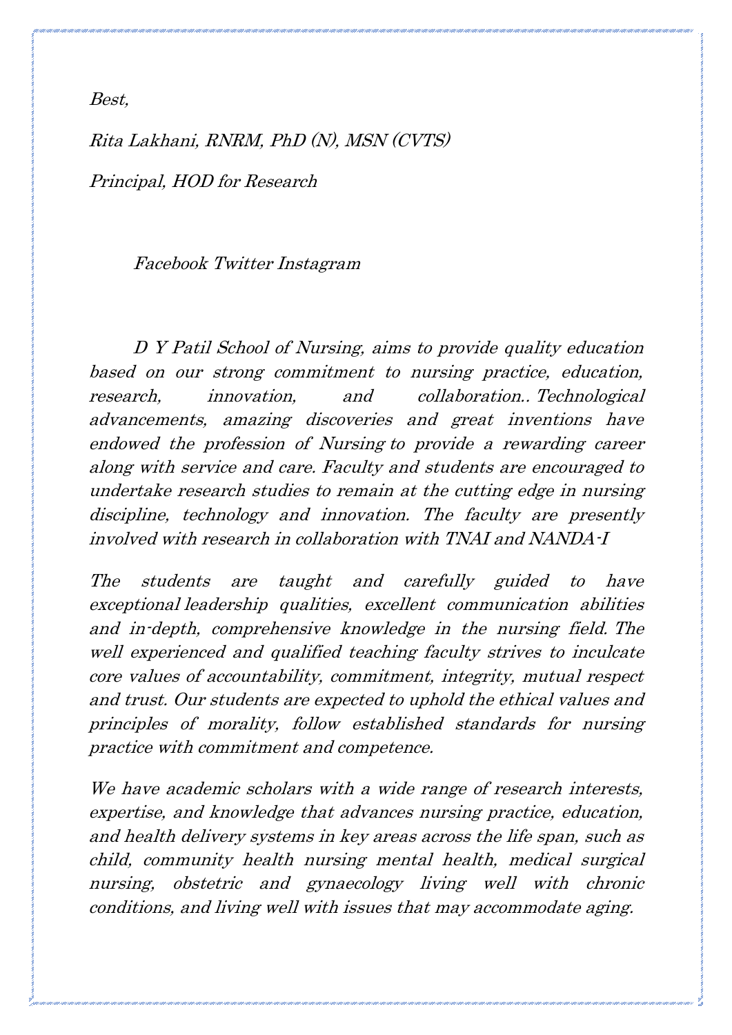*Best,*

*Rita Lakhani, RNRM, PhD (N), MSN (CVTS)*

*Principal, HOD for Research*

*Facebook Twitter Instagram*

*D Y Patil School of Nursing, aims to provide quality education based on our strong commitment to nursing practice, education, research, innovation, and collaboration.. Technological advancements, amazing discoveries and great inventions have endowed the profession of Nursing to provide a rewarding career along with service and care. Faculty and students are encouraged to undertake research studies to remain at the cutting edge in nursing discipline, technology and innovation. The faculty are presently involved with research in collaboration with TNAI and NANDA-I*

*The students are taught and carefully guided to have exceptional leadership qualities, excellent communication abilities and in-depth, comprehensive knowledge in the nursing field. The well experienced and qualified teaching faculty strives to inculcate core values of accountability, commitment, integrity, mutual respect and trust. Our students are expected to uphold the ethical values and principles of morality, follow established standards for nursing practice with commitment and competence.*

*We have academic scholars with a wide range of research interests, expertise, and knowledge that advances nursing practice, education, and health delivery systems in key areas across the life span, such as child, community health nursing mental health, medical surgical nursing, obstetric and gynaecology living well with chronic conditions, and living well with issues that may accommodate aging.*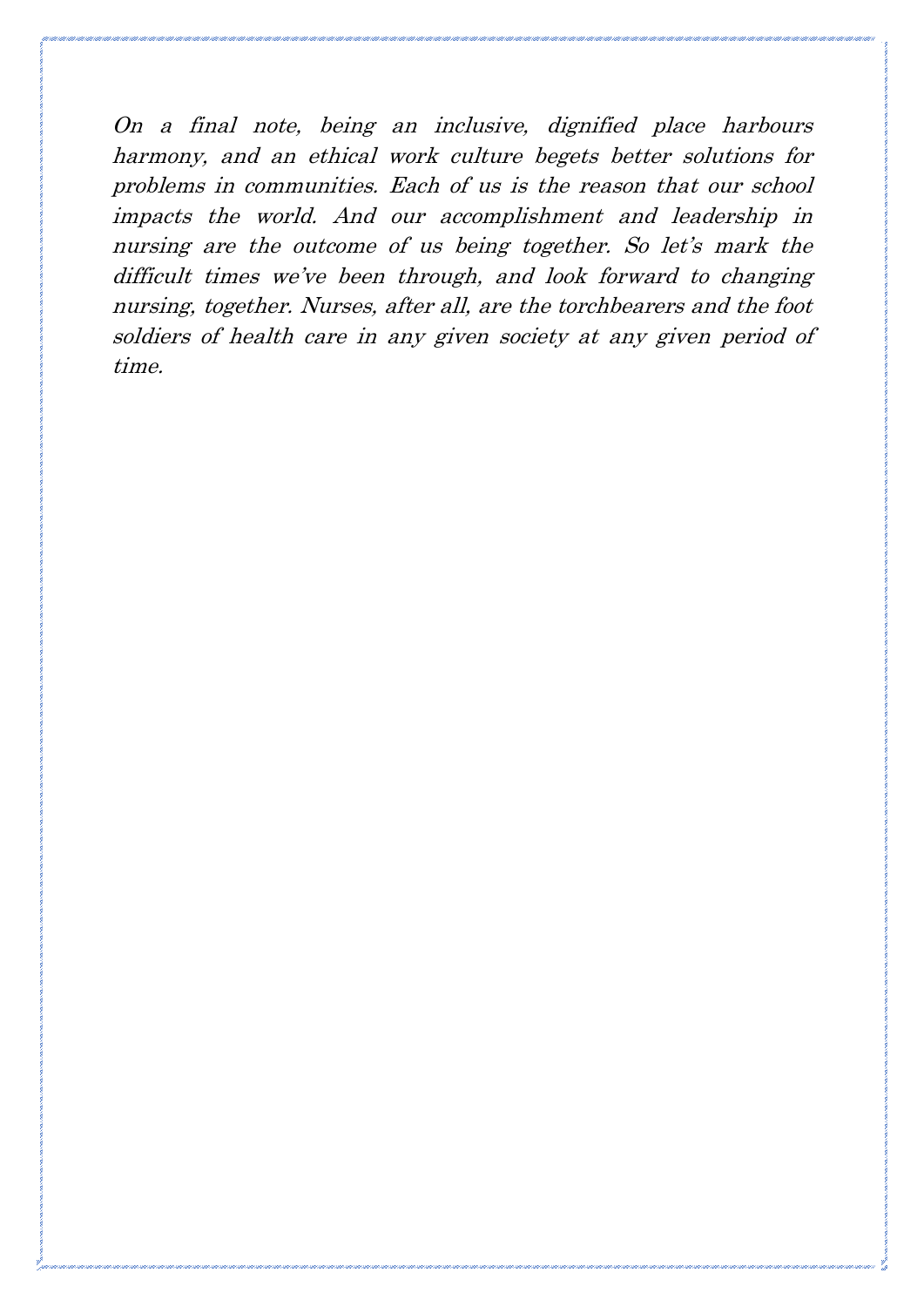*On a final note, being an inclusive, dignified place harbours harmony, and an ethical work culture begets better solutions for problems in communities. Each of us is the reason that our school impacts the world. And our accomplishment and leadership in nursing are the outcome of us being together. So let's mark the difficult times we've been through, and look forward to changing nursing, together. Nurses, after all, are the torchbearers and the foot soldiers of health care in any given society at any given period of time.*